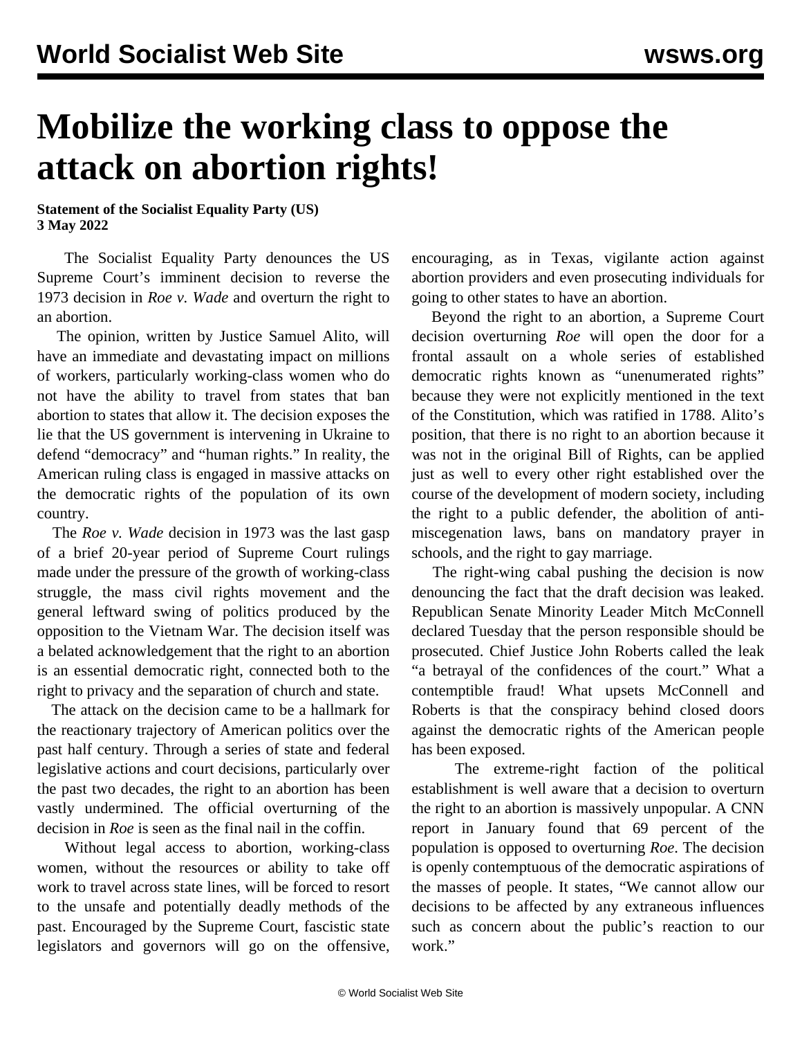# Mobilize the working class to oppose the attack on abortion rights!

**Statement of the Socialist Equality Party (US)**
**3 May 2022**

The Socialist Equality Party denounces the US Supreme Court's imminent decision to reverse the 1973 decision in *Roe v. Wade* and overturn the right to an abortion.

The opinion, written by Justice Samuel Alito, will have an immediate and devastating impact on millions of workers, particularly working-class women who do not have the ability to travel from states that ban abortion to states that allow it. The decision exposes the lie that the US government is intervening in Ukraine to defend "democracy" and "human rights." In reality, the American ruling class is engaged in massive attacks on the democratic rights of the population of its own country.

The *Roe v. Wade* decision in 1973 was the last gasp of a brief 20-year period of Supreme Court rulings made under the pressure of the growth of working-class struggle, the mass civil rights movement and the general leftward swing of politics produced by the opposition to the Vietnam War. The decision itself was a belated acknowledgement that the right to an abortion is an essential democratic right, connected both to the right to privacy and the separation of church and state.

The attack on the decision came to be a hallmark for the reactionary trajectory of American politics over the past half century. Through a series of state and federal legislative actions and court decisions, particularly over the past two decades, the right to an abortion has been vastly undermined. The official overturning of the decision in *Roe* is seen as the final nail in the coffin.

Without legal access to abortion, working-class women, without the resources or ability to take off work to travel across state lines, will be forced to resort to the unsafe and potentially deadly methods of the past. Encouraged by the Supreme Court, fascistic state legislators and governors will go on the offensive, encouraging, as in Texas, vigilante action against abortion providers and even prosecuting individuals for going to other states to have an abortion.

Beyond the right to an abortion, a Supreme Court decision overturning *Roe* will open the door for a frontal assault on a whole series of established democratic rights known as "unenumerated rights" because they were not explicitly mentioned in the text of the Constitution, which was ratified in 1788. Alito's position, that there is no right to an abortion because it was not in the original Bill of Rights, can be applied just as well to every other right established over the course of the development of modern society, including the right to a public defender, the abolition of anti-miscegenation laws, bans on mandatory prayer in schools, and the right to gay marriage.

The right-wing cabal pushing the decision is now denouncing the fact that the draft decision was leaked. Republican Senate Minority Leader Mitch McConnell declared Tuesday that the person responsible should be prosecuted. Chief Justice John Roberts called the leak "a betrayal of the confidences of the court." What a contemptible fraud! What upsets McConnell and Roberts is that the conspiracy behind closed doors against the democratic rights of the American people has been exposed.

The extreme-right faction of the political establishment is well aware that a decision to overturn the right to an abortion is massively unpopular. A CNN report in January found that 69 percent of the population is opposed to overturning *Roe*. The decision is openly contemptuous of the democratic aspirations of the masses of people. It states, "We cannot allow our decisions to be affected by any extraneous influences such as concern about the public's reaction to our work."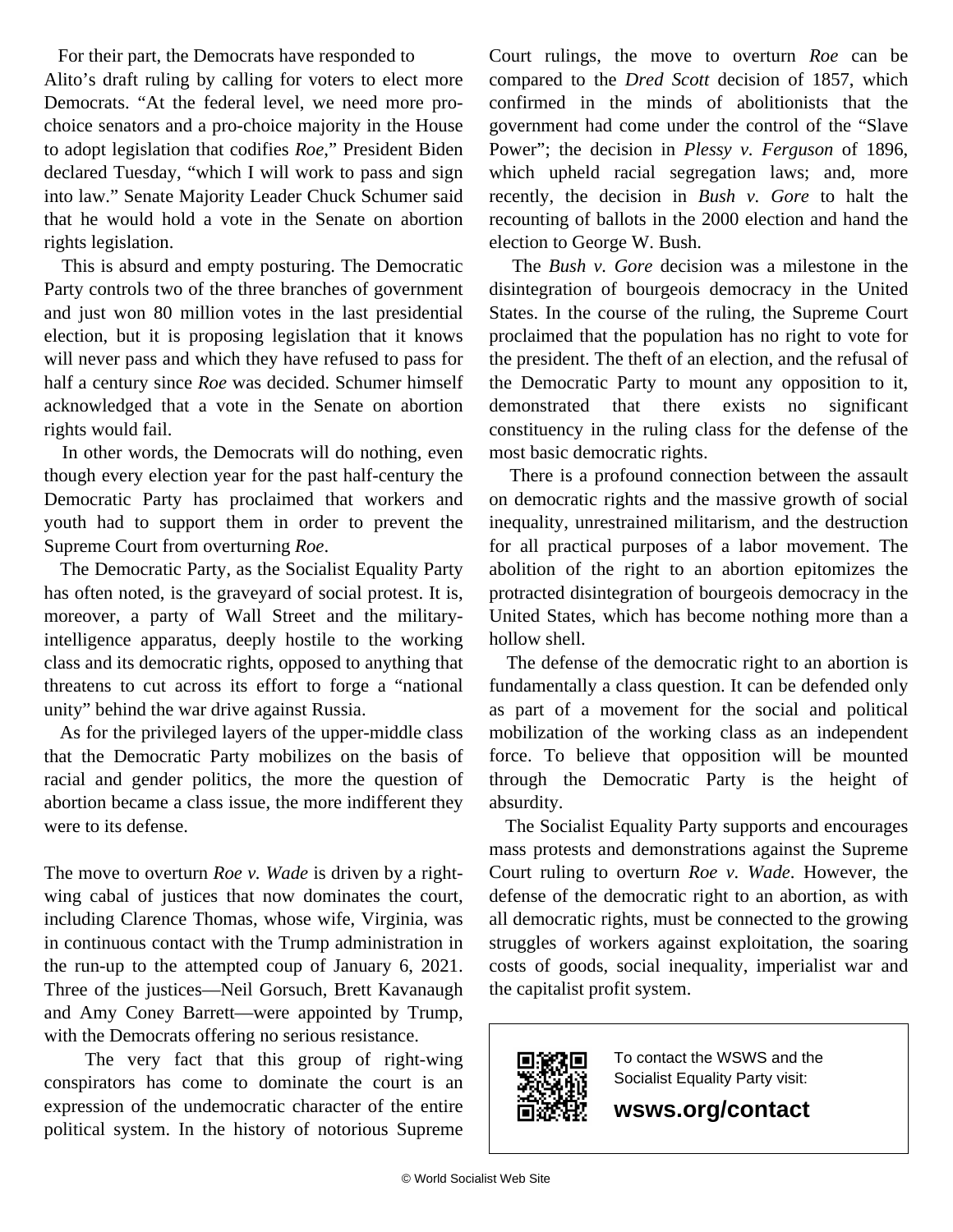For their part, the Democrats have responded to Alito's draft ruling by calling for voters to elect more Democrats. "At the federal level, we need more pro-choice senators and a pro-choice majority in the House to adopt legislation that codifies *Roe*," President Biden declared Tuesday, "which I will work to pass and sign into law." Senate Majority Leader Chuck Schumer said that he would hold a vote in the Senate on abortion rights legislation.

This is absurd and empty posturing. The Democratic Party controls two of the three branches of government and just won 80 million votes in the last presidential election, but it is proposing legislation that it knows will never pass and which they have refused to pass for half a century since *Roe* was decided. Schumer himself acknowledged that a vote in the Senate on abortion rights would fail.

In other words, the Democrats will do nothing, even though every election year for the past half-century the Democratic Party has proclaimed that workers and youth had to support them in order to prevent the Supreme Court from overturning *Roe*.

The Democratic Party, as the Socialist Equality Party has often noted, is the graveyard of social protest. It is, moreover, a party of Wall Street and the military-intelligence apparatus, deeply hostile to the working class and its democratic rights, opposed to anything that threatens to cut across its effort to forge a "national unity" behind the war drive against Russia.

As for the privileged layers of the upper-middle class that the Democratic Party mobilizes on the basis of racial and gender politics, the more the question of abortion became a class issue, the more indifferent they were to its defense.

The move to overturn *Roe v. Wade* is driven by a right-wing cabal of justices that now dominates the court, including Clarence Thomas, whose wife, Virginia, was in continuous contact with the Trump administration in the run-up to the attempted coup of January 6, 2021. Three of the justices—Neil Gorsuch, Brett Kavanaugh and Amy Coney Barrett—were appointed by Trump, with the Democrats offering no serious resistance.

The very fact that this group of right-wing conspirators has come to dominate the court is an expression of the undemocratic character of the entire political system. In the history of notorious Supreme Court rulings, the move to overturn *Roe* can be compared to the *Dred Scott* decision of 1857, which confirmed in the minds of abolitionists that the government had come under the control of the "Slave Power"; the decision in *Plessy v. Ferguson* of 1896, which upheld racial segregation laws; and, more recently, the decision in *Bush v. Gore* to halt the recounting of ballots in the 2000 election and hand the election to George W. Bush.

The *Bush v. Gore* decision was a milestone in the disintegration of bourgeois democracy in the United States. In the course of the ruling, the Supreme Court proclaimed that the population has no right to vote for the president. The theft of an election, and the refusal of the Democratic Party to mount any opposition to it, demonstrated that there exists no significant constituency in the ruling class for the defense of the most basic democratic rights.

There is a profound connection between the assault on democratic rights and the massive growth of social inequality, unrestrained militarism, and the destruction for all practical purposes of a labor movement. The abolition of the right to an abortion epitomizes the protracted disintegration of bourgeois democracy in the United States, which has become nothing more than a hollow shell.

The defense of the democratic right to an abortion is fundamentally a class question. It can be defended only as part of a movement for the social and political mobilization of the working class as an independent force. To believe that opposition will be mounted through the Democratic Party is the height of absurdity.

The Socialist Equality Party supports and encourages mass protests and demonstrations against the Supreme Court ruling to overturn *Roe v. Wade*. However, the defense of the democratic right to an abortion, as with all democratic rights, must be connected to the growing struggles of workers against exploitation, the soaring costs of goods, social inequality, imperialist war and the capitalist profit system.

To contact the WSWS and the Socialist Equality Party visit:

**wsws.org/contact**